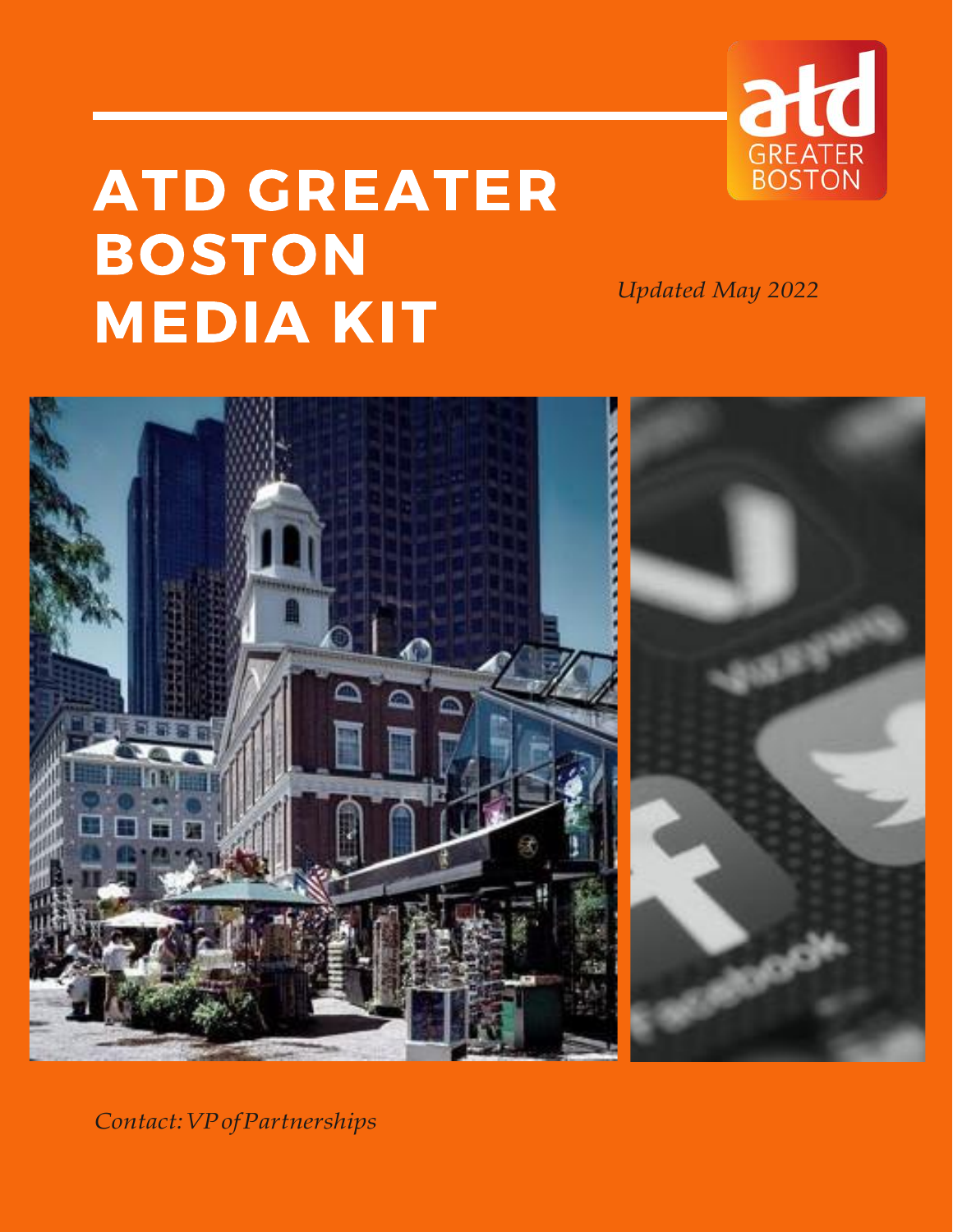# ATD GREATER BOSTON MEDIA KIT

*Updated May 2022*

*Contact: VP of Partnerships*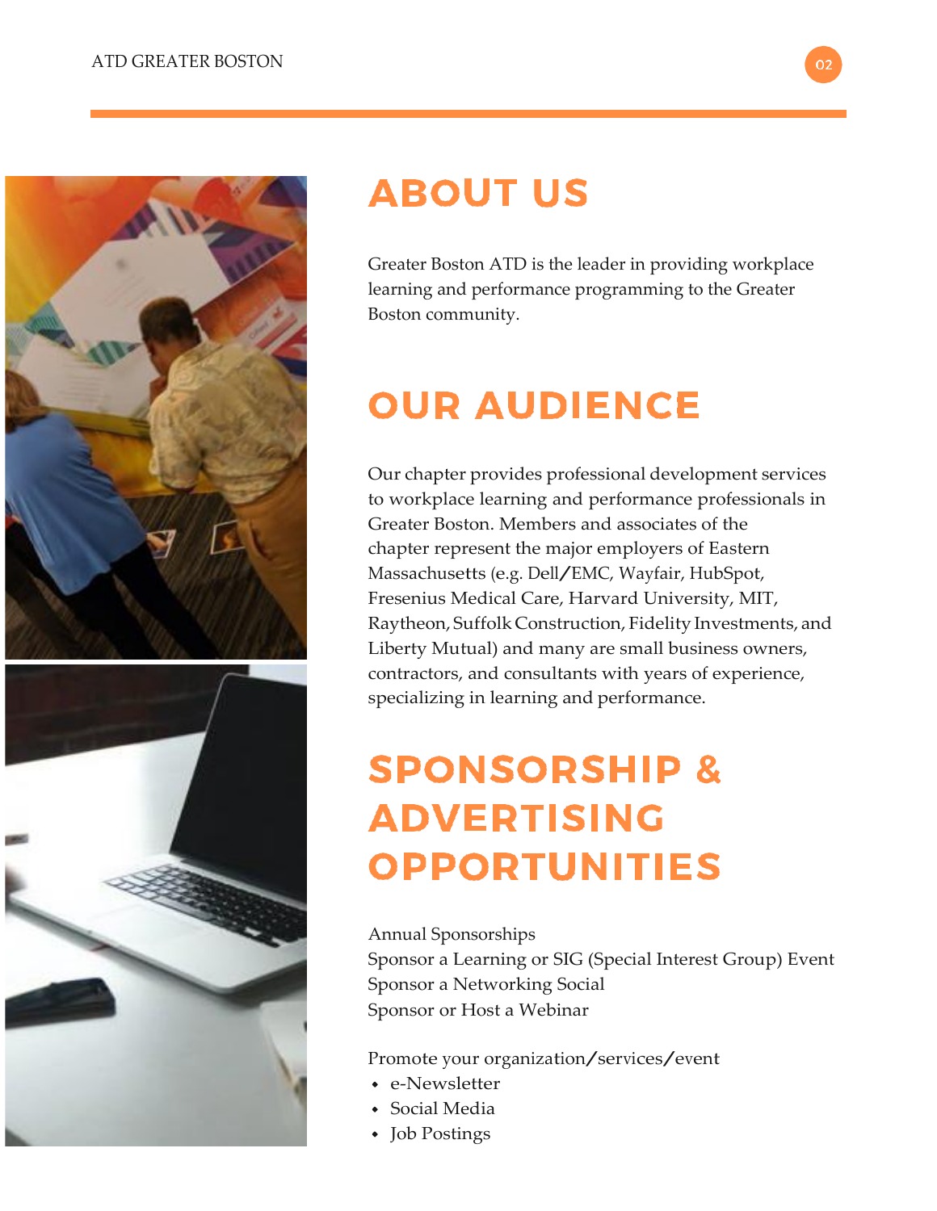# ABOUT US

Greater Boston ATD is the leader in providing workplace learning and performance programming to the Greater Boston community.

# OUR AUDIENCE

Our chapter provides professional development services to workplace learning and performance professionals in Greater Boston. Members and associates of the chapter represent the major employers of Eastern Massachusetts (e.g. Dell/EMC, Wayfair, HubSpot, Fresenius Medical Care, Harvard University, MIT, Raytheon, Suffolk Construction, Fidelity Investments, and Liberty Mutual) and many are small business owners, contractors, and consultants with years of experience, specializing in learning and performance.

# SPONSORSHIP & ADVERTISING OPPORTUNITIES

Annual Sponsorships
Sponsor a Learning or SIG (Special Interest Group) Event
Sponsor a Networking Social
Sponsor or Host a Webinar

Promote your organization/services/event

- e-Newsletter
- Social Media
- Job Postings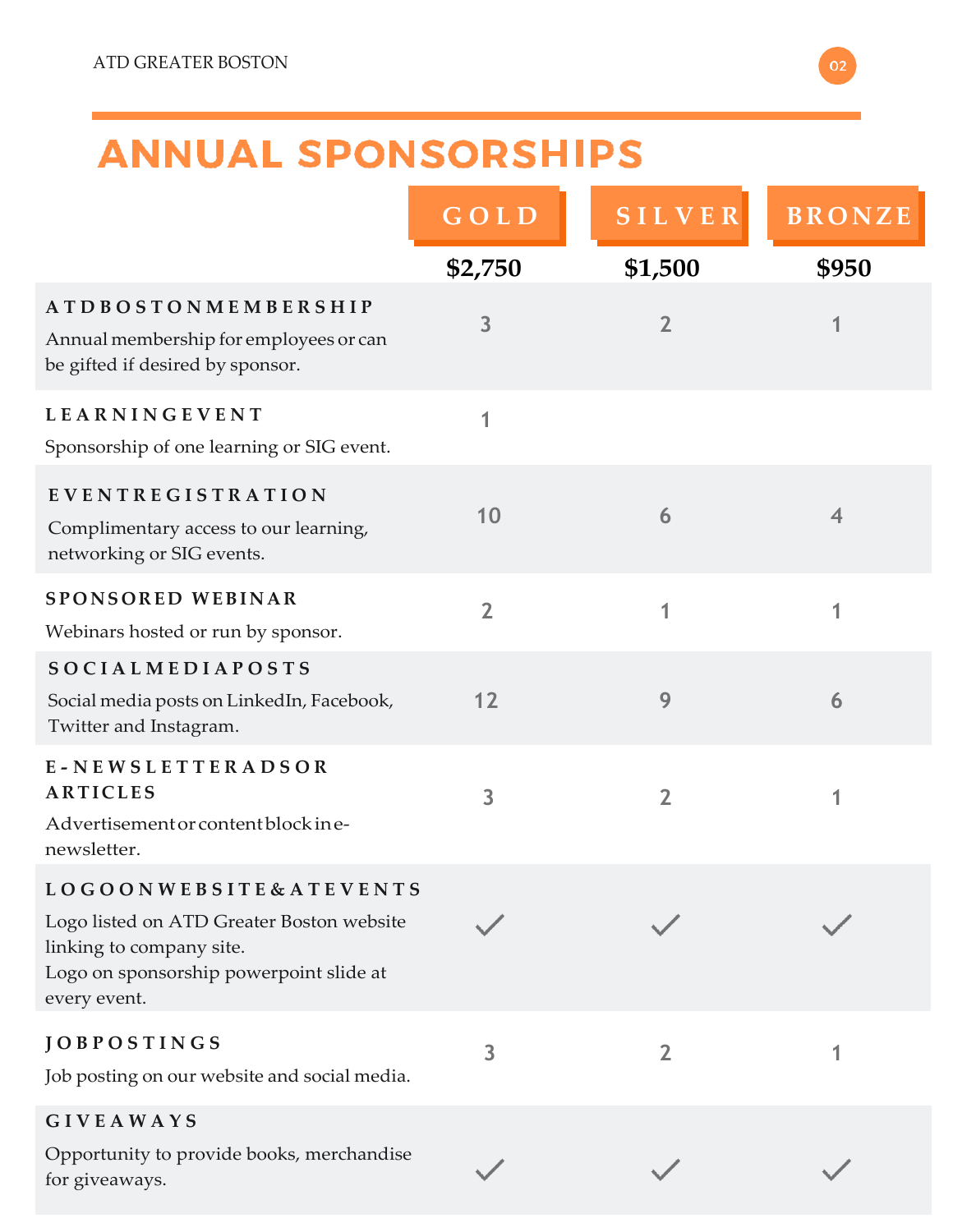## ANNUAL SPONSORSHIPS

| | GOLD | SILVER | BRONZE |
|---|---|---|---|
| | **$2,750** | **$1,500** | **$950** |
| **ATD BOSTON MEMBERSHIP**<br>Annual membership for employees or can be gifted if desired by sponsor. | 3 | 2 | 1 |
| **LEARNING EVENT**<br>Sponsorship of one learning or SIG event. | 1 | | |
| **EVENT REGISTRATION**<br>Complimentary access to our learning, networking or SIG events. | 10 | 6 | 4 |
| **SPONSORED WEBINAR**<br>Webinars hosted or run by sponsor. | 2 | 1 | 1 |
| **SOCIAL MEDIA POSTS**<br>Social media posts on LinkedIn, Facebook, Twitter and Instagram. | 12 | 9 | 6 |
| **E-NEWSLETTER ADS OR ARTICLES**<br>Advertisement or content block in e-newsletter. | 3 | 2 | 1 |
| **LOGO ON WEBSITE & AT EVENTS**<br>Logo listed on ATD Greater Boston website linking to company site.<br>Logo on sponsorship powerpoint slide at every event. | ✓ | ✓ | ✓ |
| **JOB POSTINGS**<br>Job posting on our website and social media. | 3 | 2 | 1 |
| **GIVEAWAYS**<br>Opportunity to provide books, merchandise for giveaways. | ✓ | ✓ | ✓ |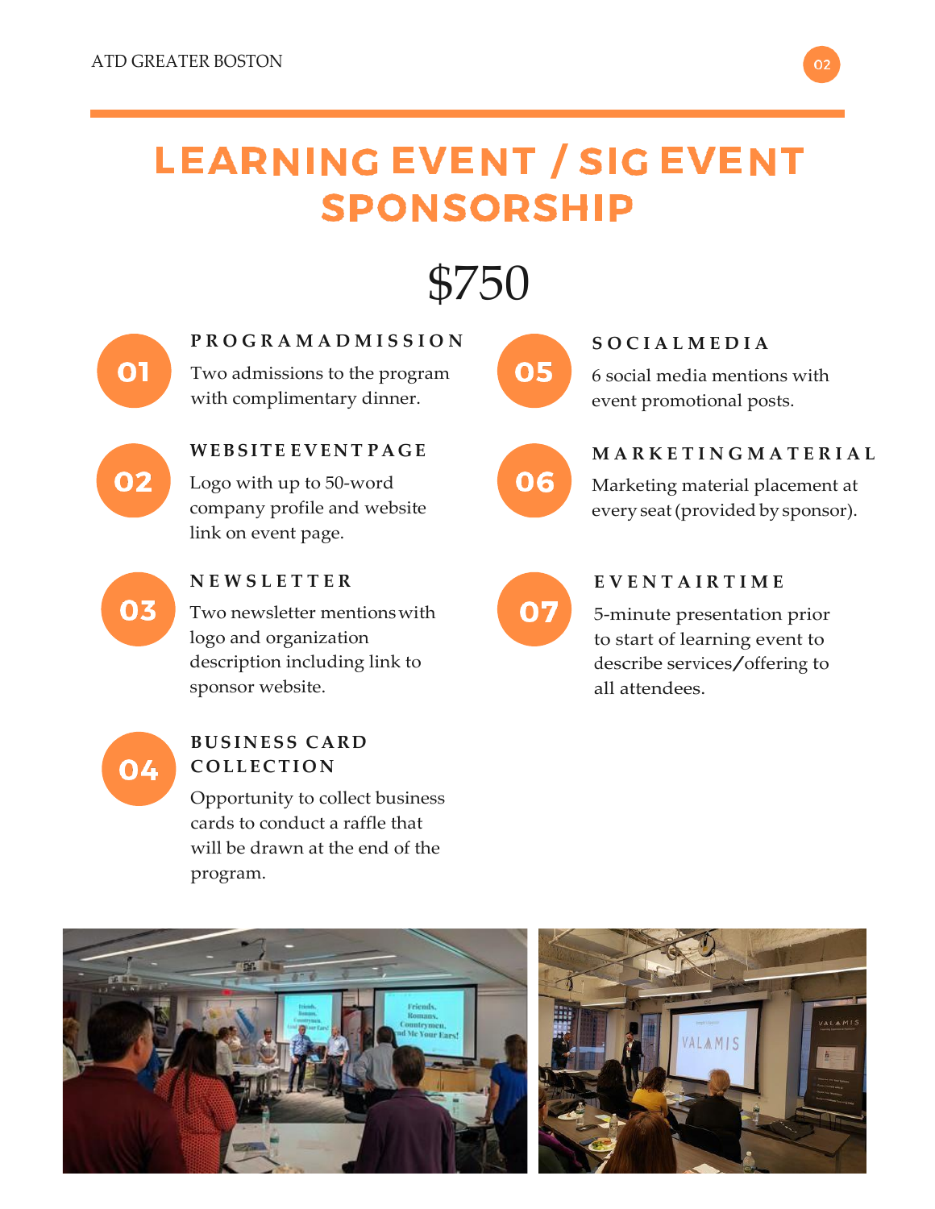# LEARNING EVENT / SIG EVENT SPONSORSHIP

## $750

### 01 PROGRAM ADMISSION

Two admissions to the program with complimentary dinner.

### 02 WEBSITE EVENT PAGE

Logo with up to 50-word company profile and website link on event page.

### 03 NEWSLETTER

Two newsletter mentions with logo and organization description including link to sponsor website.

### 04 BUSINESS CARD COLLECTION

Opportunity to collect business cards to conduct a raffle that will be drawn at the end of the program.

### 05 SOCIAL MEDIA

6 social media mentions with event promotional posts.

### 06 MARKETING MATERIAL

Marketing material placement at every seat (provided by sponsor).

### 07 EVENT AIRTIME

5-minute presentation prior to start of learning event to describe services/offering to all attendees.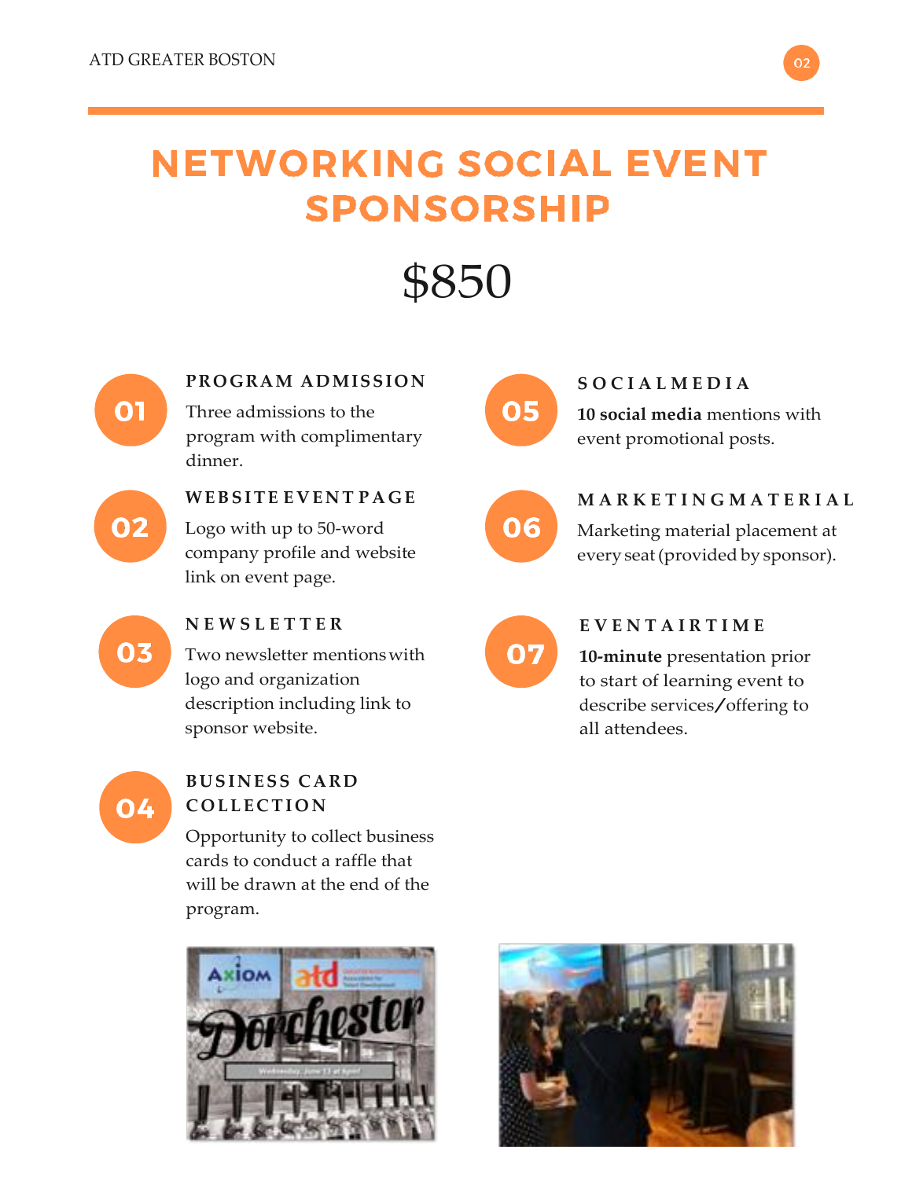# NETWORKING SOCIAL EVENT SPONSORSHIP

## $850

### 01 PROGRAM ADMISSION

Three admissions to the program with complimentary dinner.

### 02 WEBSITE EVENT PAGE

Logo with up to 50-word company profile and website link on event page.

### 03 NEWSLETTER

Two newsletter mentions with logo and organization description including link to sponsor website.

### 04 BUSINESS CARD COLLECTION

Opportunity to collect business cards to conduct a raffle that will be drawn at the end of the program.

### 05 SOCIAL MEDIA

**10 social media** mentions with event promotional posts.

### 06 MARKETING MATERIAL

Marketing material placement at every seat (provided by sponsor).

### 07 EVENT AIRTIME

**10-minute** presentation prior to start of learning event to describe services/offering to all attendees.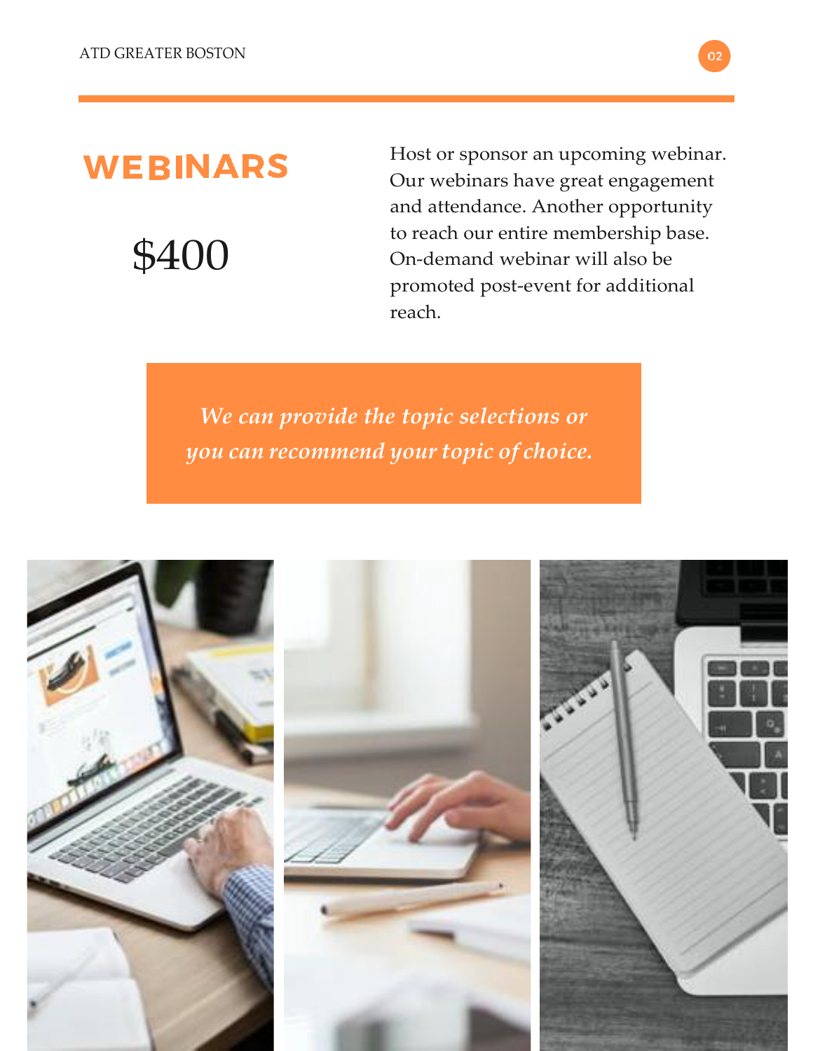## WEBINARS

$400

Host or sponsor an upcoming webinar. Our webinars have great engagement and attendance. Another opportunity to reach our entire membership base. On-demand webinar will also be promoted post-event for additional reach.

*We can provide the topic selections or you can recommend your topic of choice.*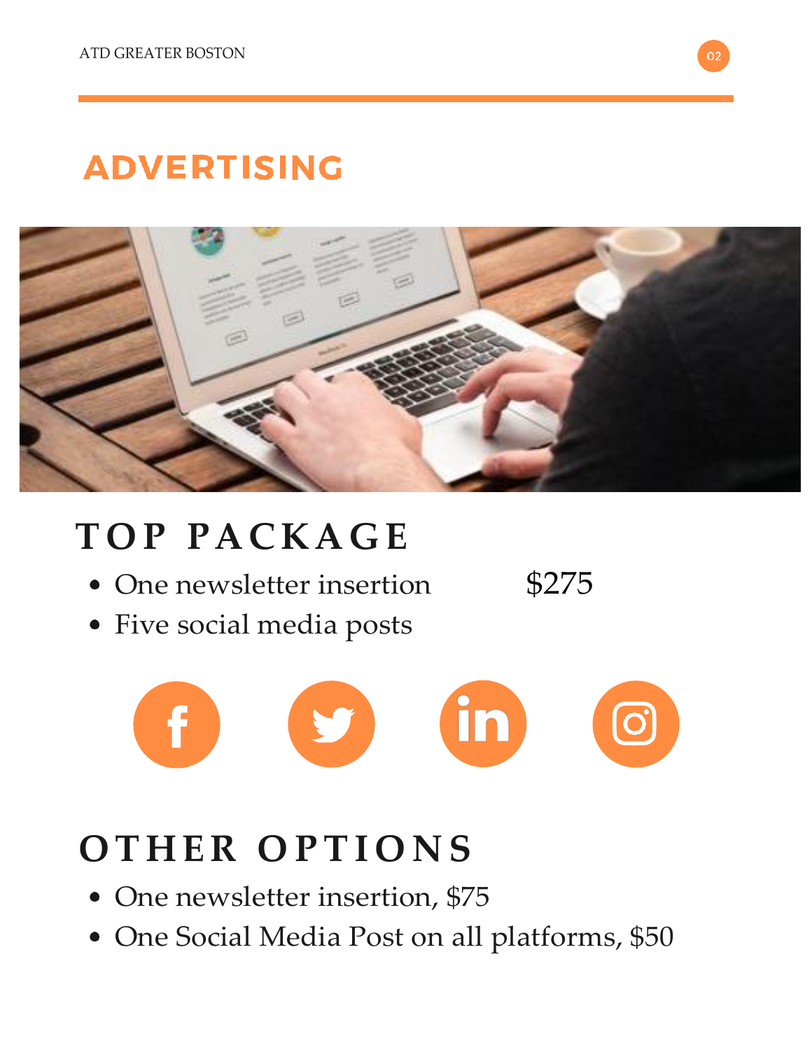# ADVERTISING

## TOP PACKAGE

- One newsletter insertion $275
- Five social media posts

## OTHER OPTIONS

- One newsletter insertion, $75
- One Social Media Post on all platforms, $50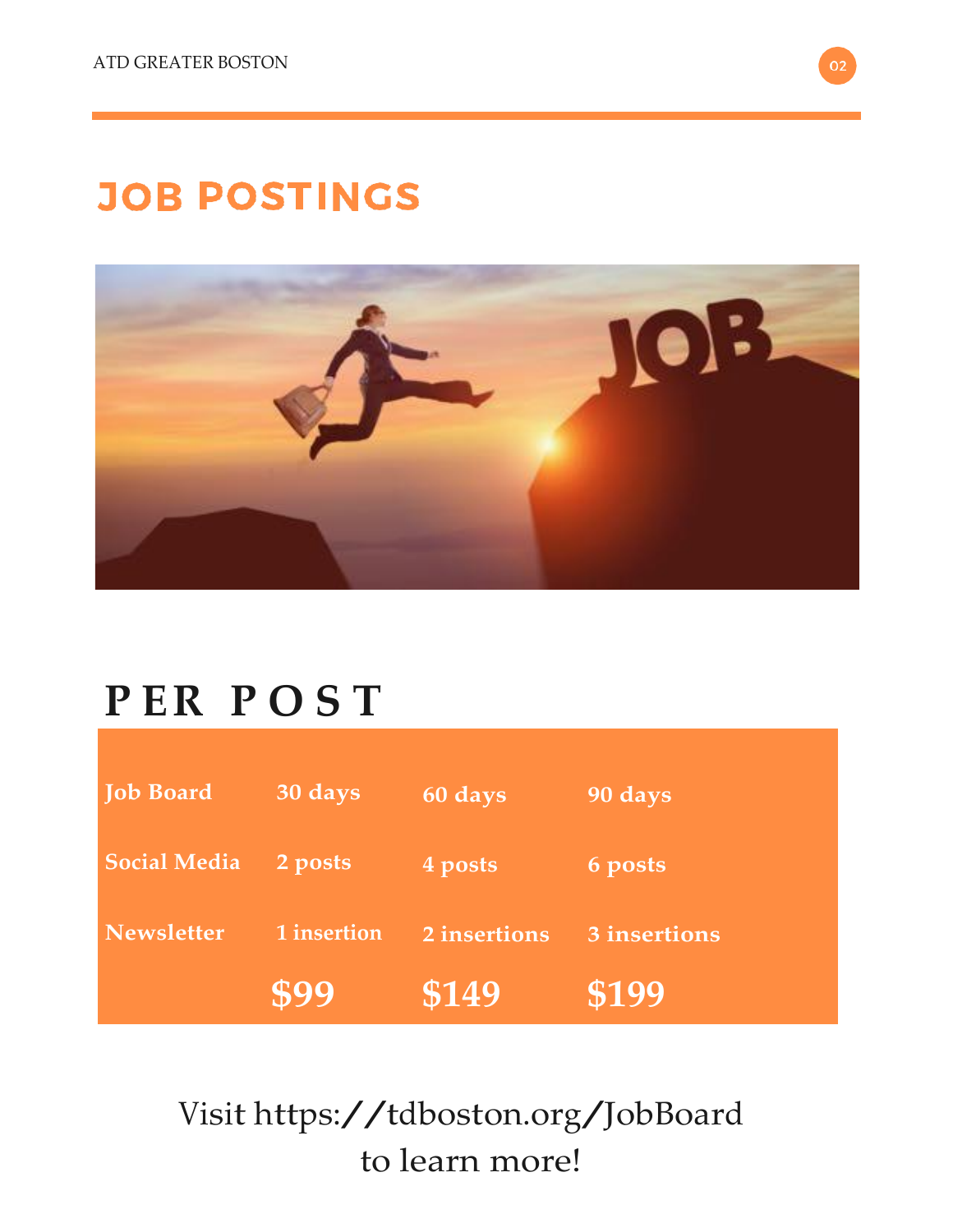# JOB POSTINGS

## PER POST

| Job Board | 30 days | 60 days | 90 days |
|---|---|---|---|
| Social Media | 2 posts | 4 posts | 6 posts |
| Newsletter | 1 insertion | 2 insertions | 3 insertions |
| | **$99** | **$149** | **$199** |

Visit https://tdboston.org/JobBoard to learn more!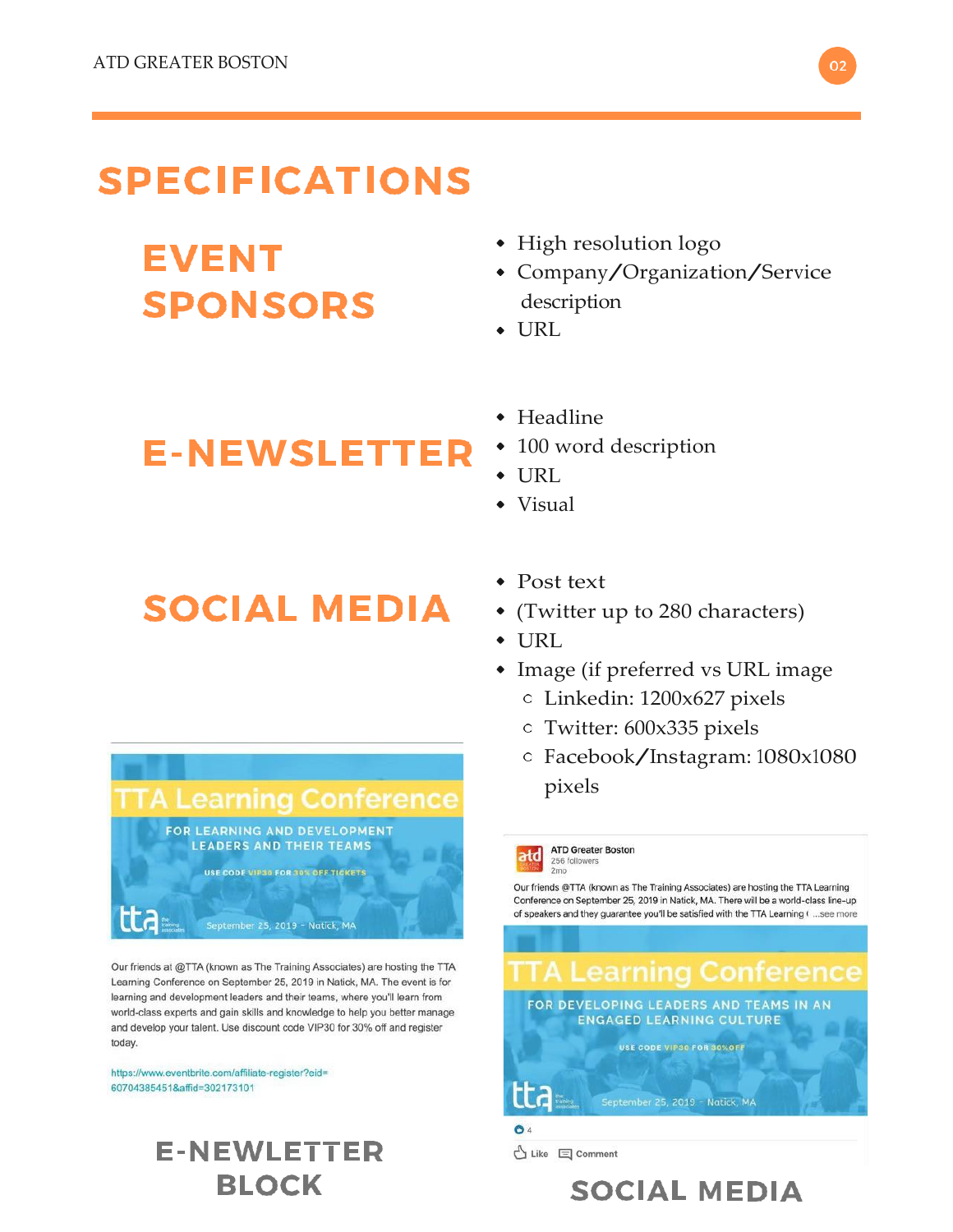# SPECIFICATIONS

## EVENT SPONSORS

- High resolution logo
- Company/Organization/Service description
- URL

## E-NEWSLETTER

- Headline
- 100 word description
- URL
- Visual

## SOCIAL MEDIA

- Post text
- (Twitter up to 280 characters)
- URL
- Image (if preferred vs URL image
  - Linkedin: 1200x627 pixels
  - Twitter: 600x335 pixels
  - Facebook/Instagram: 1080x1080 pixels

TTA Learning Conference

FOR LEARNING AND DEVELOPMENT LEADERS AND THEIR TEAMS

USE CODE VIP30 FOR 30% OFF TICKETS

tta the training associates September 25, 2019 - Natick, MA

Our friends at @TTA (known as The Training Associates) are hosting the TTA Learning Conference on September 25, 2019 in Natick, MA. The event is for learning and development leaders and their teams, where you'll learn from world-class experts and gain skills and knowledge to help you better manage and develop your talent. Use discount code VIP30 for 30% off and register today.

https://www.eventbrite.com/affiliate-register?eid=60704385451&affid=302173101

E-NEWLETTER BLOCK

ATD Greater Boston
256 followers
2mo

Our friends @TTA (known as The Training Associates) are hosting the TTA Learning Conference on September 25, 2019 in Natick, MA. There will be a world-class line-up of speakers and they guarantee you'll be satisfied with the TTA Learning ( ...see more

TTA Learning Conference

FOR DEVELOPING LEADERS AND TEAMS IN AN ENGAGED LEARNING CULTURE

USE CODE VIP30 FOR 30%OFF

tta the training associates September 25, 2019 - Natick, MA

4

Like Comment

SOCIAL MEDIA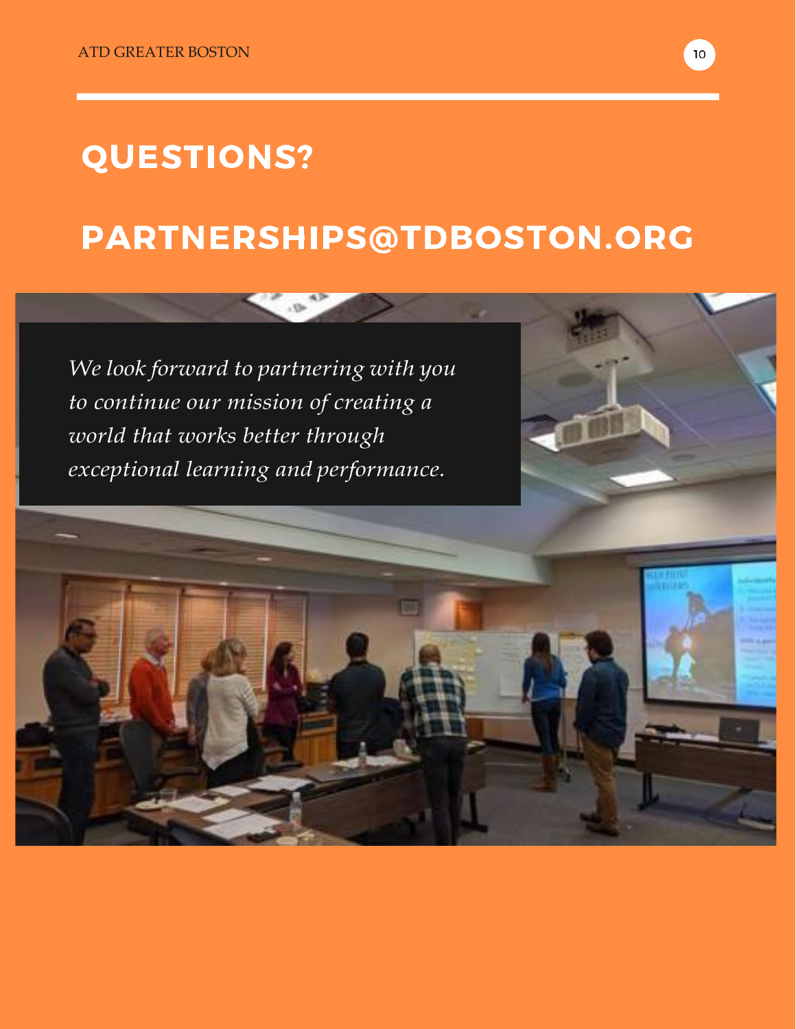# QUESTIONS?

# PARTNERSHIPS@TDBOSTON.ORG

*We look forward to partnering with you to continue our mission of creating a world that works better through exceptional learning and performance.*